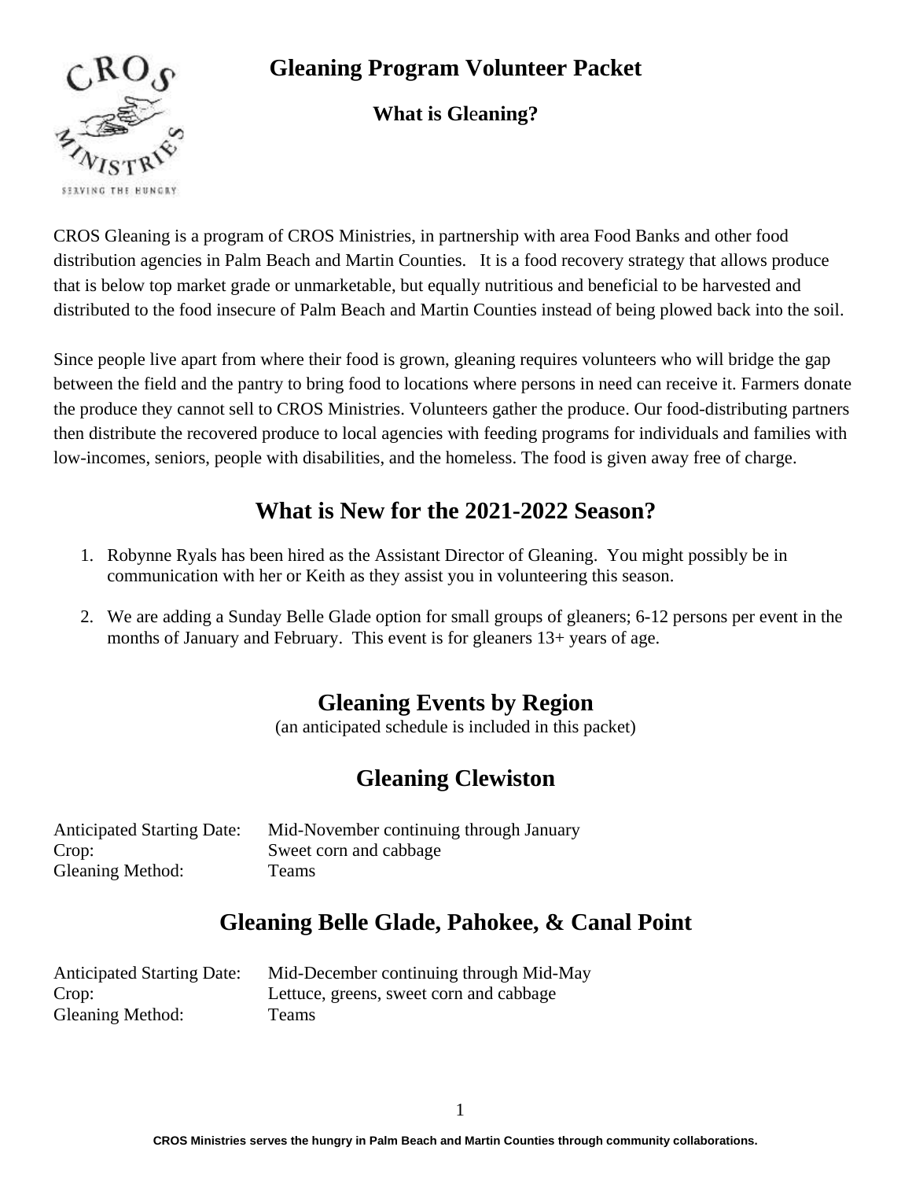# Gleaning Program Volunteer Packet

### What is Gleaning?

CROS Gleaning is a program of CROS Ministries, in partnership with area Food Banks and other food distribution agencies in Palm Beach and Martin Counties. It is a food recovery strategy that allows produce that is below top market grade or unmarketable, but equally nutritious and beneficial to be harvested and distributed to the food insecure of Palm Beach and Martin Counties instead of being plowed back into the soil.

Since people live apart from where their food is grown, gleaning requires volunteers who will bridge the gap between the field and the pantry to bring food to locations where persons in need can receive it. Farmers donate the produce they cannot sell to CROS Ministries. Volunteers gather the produce. Our food-distributing partners then distribute the recovered produce to local agencies with feeding programs for individuals and families with low-incomes, seniors, people with disabilities, and the homeless. The food is given away free of charge.

## What is New for the 2021-2022 Season?

1. Robynne Ryals has been hired as the Assistant Director of Gleaning. You might possibly be in communication with her or Keith as they assist you in volunteering this season.
2. We are adding a Sunday Belle Glade option for small groups of gleaners; 6-12 persons per event in the months of January and February. This event is for gleaners 13+ years of age.

## Gleaning Events by Region

(an anticipated schedule is included in this packet)

## Gleaning Clewiston

| | |
|---|---|
| Anticipated Starting Date: | Mid-November continuing through January |
| Crop: | Sweet corn and cabbage |
| Gleaning Method: | Teams |

## Gleaning Belle Glade, Pahokee, & Canal Point

| | |
|---|---|
| Anticipated Starting Date: | Mid-December continuing through Mid-May |
| Crop: | Lettuce, greens, sweet corn and cabbage |
| Gleaning Method: | Teams |

**CROS Ministries serves the hungry in Palm Beach and Martin Counties through community collaborations.**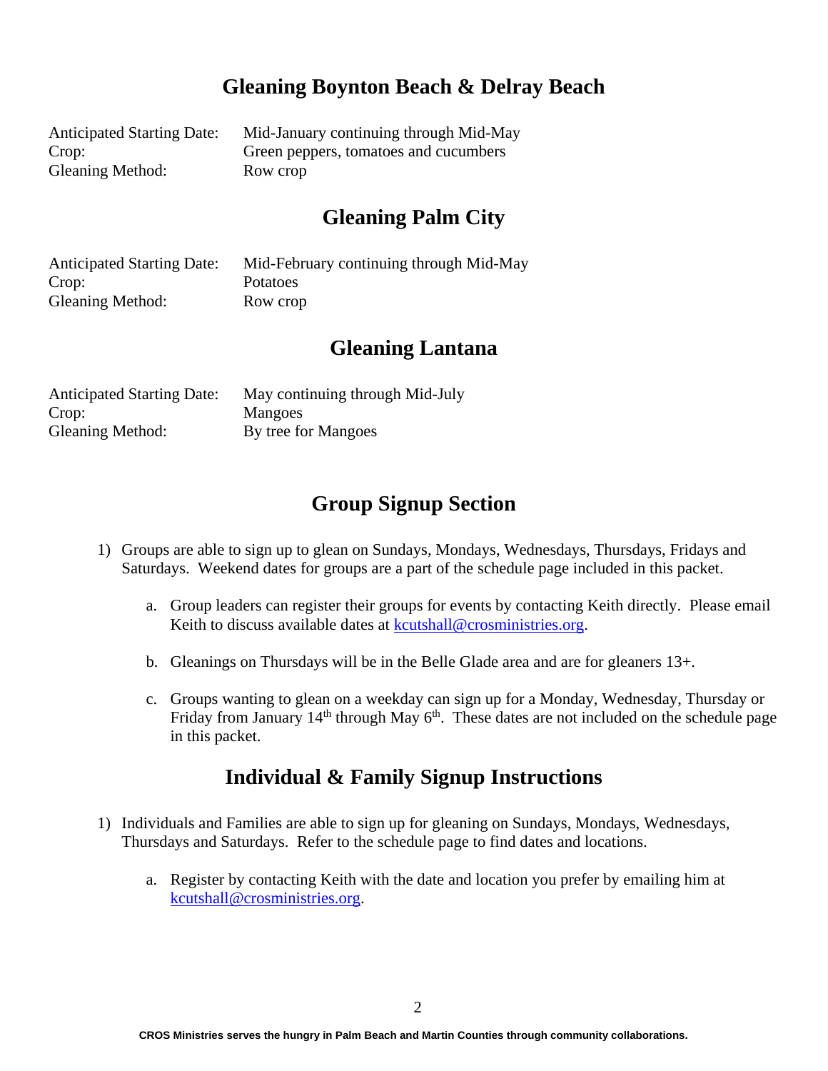## Gleaning Boynton Beach & Delray Beach

| | |
|---|---|
| Anticipated Starting Date: | Mid-January continuing through Mid-May |
| Crop: | Green peppers, tomatoes and cucumbers |
| Gleaning Method: | Row crop |

## Gleaning Palm City

| | |
|---|---|
| Anticipated Starting Date: | Mid-February continuing through Mid-May |
| Crop: | Potatoes |
| Gleaning Method: | Row crop |

## Gleaning Lantana

| | |
|---|---|
| Anticipated Starting Date: | May continuing through Mid-July |
| Crop: | Mangoes |
| Gleaning Method: | By tree for Mangoes |

## Group Signup Section

1) Groups are able to sign up to glean on Sundays, Mondays, Wednesdays, Thursdays, Fridays and Saturdays. Weekend dates for groups are a part of the schedule page included in this packet.

    a. Group leaders can register their groups for events by contacting Keith directly. Please email Keith to discuss available dates at kcutshall@crosministries.org.

    b. Gleanings on Thursdays will be in the Belle Glade area and are for gleaners 13+.

    c. Groups wanting to glean on a weekday can sign up for a Monday, Wednesday, Thursday or Friday from January 14th through May 6th. These dates are not included on the schedule page in this packet.

## Individual & Family Signup Instructions

1) Individuals and Families are able to sign up for gleaning on Sundays, Mondays, Wednesdays, Thursdays and Saturdays. Refer to the schedule page to find dates and locations.

    a. Register by contacting Keith with the date and location you prefer by emailing him at kcutshall@crosministries.org.

**CROS Ministries serves the hungry in Palm Beach and Martin Counties through community collaborations.**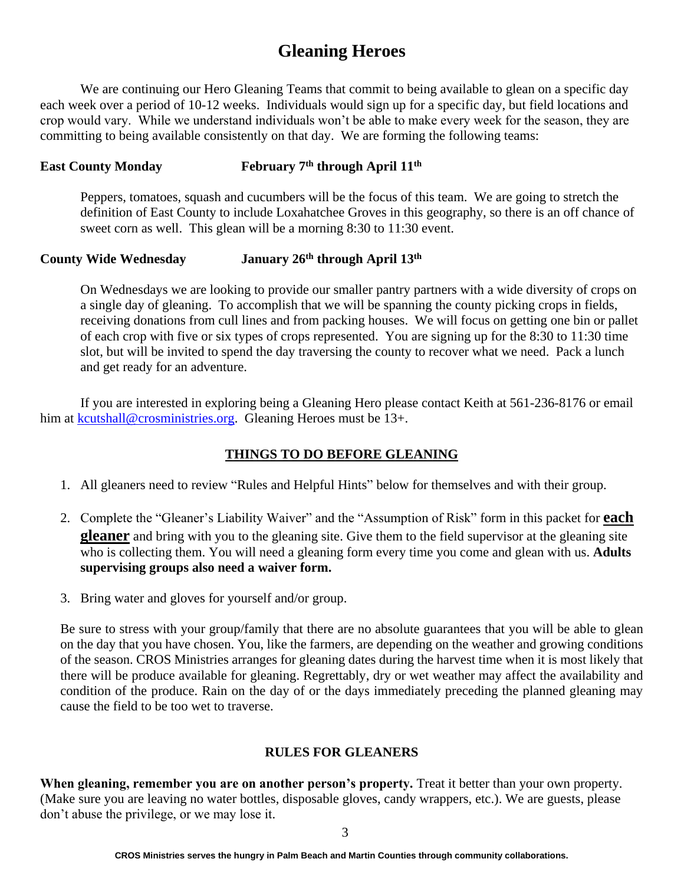# Gleaning Heroes

We are continuing our Hero Gleaning Teams that commit to being available to glean on a specific day each week over a period of 10-12 weeks. Individuals would sign up for a specific day, but field locations and crop would vary. While we understand individuals won't be able to make every week for the season, they are committing to being available consistently on that day. We are forming the following teams:

**East County Monday** **February 7th through April 11th**

Peppers, tomatoes, squash and cucumbers will be the focus of this team. We are going to stretch the definition of East County to include Loxahatchee Groves in this geography, so there is an off chance of sweet corn as well. This glean will be a morning 8:30 to 11:30 event.

**County Wide Wednesday** **January 26th through April 13th**

On Wednesdays we are looking to provide our smaller pantry partners with a wide diversity of crops on a single day of gleaning. To accomplish that we will be spanning the county picking crops in fields, receiving donations from cull lines and from packing houses. We will focus on getting one bin or pallet of each crop with five or six types of crops represented. You are signing up for the 8:30 to 11:30 time slot, but will be invited to spend the day traversing the county to recover what we need. Pack a lunch and get ready for an adventure.

If you are interested in exploring being a Gleaning Hero please contact Keith at 561-236-8176 or email him at kcutshall@crosministries.org. Gleaning Heroes must be 13+.

## THINGS TO DO BEFORE GLEANING

1. All gleaners need to review "Rules and Helpful Hints" below for themselves and with their group.
2. Complete the "Gleaner's Liability Waiver" and the "Assumption of Risk" form in this packet for **each gleaner** and bring with you to the gleaning site. Give them to the field supervisor at the gleaning site who is collecting them. You will need a gleaning form every time you come and glean with us. **Adults supervising groups also need a waiver form.**
3. Bring water and gloves for yourself and/or group.

Be sure to stress with your group/family that there are no absolute guarantees that you will be able to glean on the day that you have chosen. You, like the farmers, are depending on the weather and growing conditions of the season. CROS Ministries arranges for gleaning dates during the harvest time when it is most likely that there will be produce available for gleaning. Regrettably, dry or wet weather may affect the availability and condition of the produce. Rain on the day of or the days immediately preceding the planned gleaning may cause the field to be too wet to traverse.

## RULES FOR GLEANERS

**When gleaning, remember you are on another person's property.** Treat it better than your own property. (Make sure you are leaving no water bottles, disposable gloves, candy wrappers, etc.). We are guests, please don't abuse the privilege, or we may lose it.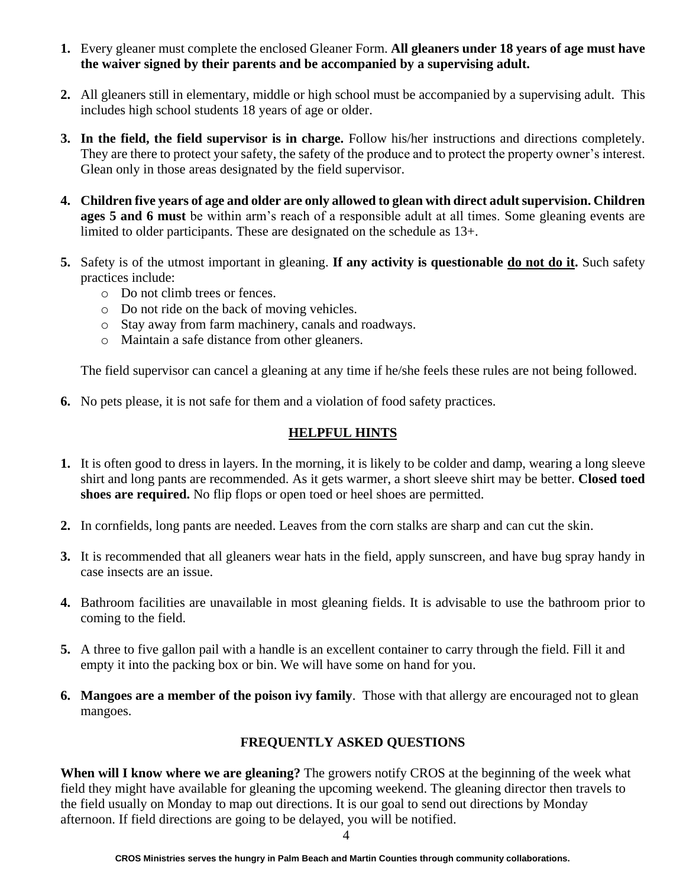1. Every gleaner must complete the enclosed Gleaner Form. **All gleaners under 18 years of age must have the waiver signed by their parents and be accompanied by a supervising adult.**

2. All gleaners still in elementary, middle or high school must be accompanied by a supervising adult. This includes high school students 18 years of age or older.

3. **In the field, the field supervisor is in charge.** Follow his/her instructions and directions completely. They are there to protect your safety, the safety of the produce and to protect the property owner's interest. Glean only in those areas designated by the field supervisor.

4. **Children five years of age and older are only allowed to glean with direct adult supervision. Children ages 5 and 6 must** be within arm's reach of a responsible adult at all times. Some gleaning events are limited to older participants. These are designated on the schedule as 13+.

5. Safety is of the utmost important in gleaning. **If any activity is questionable <u>do not do it</u>.** Such safety practices include:
   - Do not climb trees or fences.
   - Do not ride on the back of moving vehicles.
   - Stay away from farm machinery, canals and roadways.
   - Maintain a safe distance from other gleaners.

   The field supervisor can cancel a gleaning at any time if he/she feels these rules are not being followed.

6. No pets please, it is not safe for them and a violation of food safety practices.

## HELPFUL HINTS

1. It is often good to dress in layers. In the morning, it is likely to be colder and damp, wearing a long sleeve shirt and long pants are recommended. As it gets warmer, a short sleeve shirt may be better. **Closed toed shoes are required.** No flip flops or open toed or heel shoes are permitted.

2. In cornfields, long pants are needed. Leaves from the corn stalks are sharp and can cut the skin.

3. It is recommended that all gleaners wear hats in the field, apply sunscreen, and have bug spray handy in case insects are an issue.

4. Bathroom facilities are unavailable in most gleaning fields. It is advisable to use the bathroom prior to coming to the field.

5. A three to five gallon pail with a handle is an excellent container to carry through the field. Fill it and empty it into the packing box or bin. We will have some on hand for you.

6. **Mangoes are a member of the poison ivy family**. Those with that allergy are encouraged not to glean mangoes.

## FREQUENTLY ASKED QUESTIONS

**When will I know where we are gleaning?** The growers notify CROS at the beginning of the week what field they might have available for gleaning the upcoming weekend. The gleaning director then travels to the field usually on Monday to map out directions. It is our goal to send out directions by Monday afternoon. If field directions are going to be delayed, you will be notified.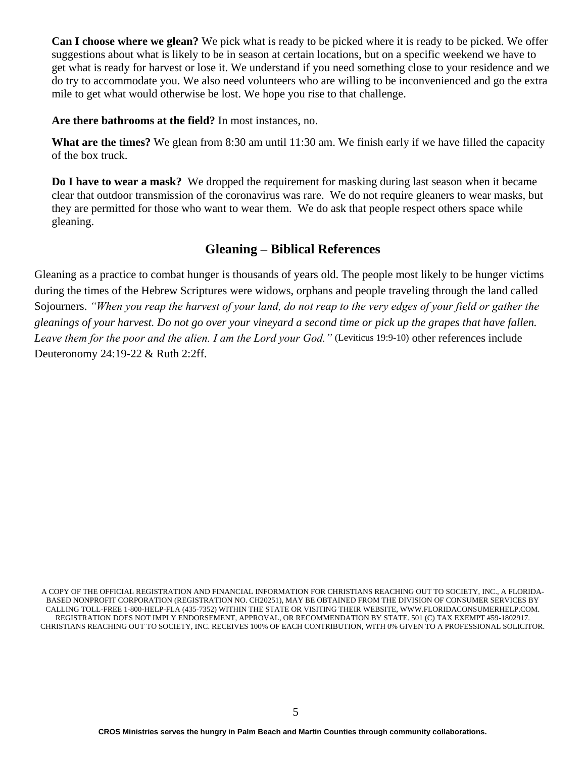**Can I choose where we glean?** We pick what is ready to be picked where it is ready to be picked. We offer suggestions about what is likely to be in season at certain locations, but on a specific weekend we have to get what is ready for harvest or lose it. We understand if you need something close to your residence and we do try to accommodate you. We also need volunteers who are willing to be inconvenienced and go the extra mile to get what would otherwise be lost. We hope you rise to that challenge.

**Are there bathrooms at the field?** In most instances, no.

**What are the times?** We glean from 8:30 am until 11:30 am. We finish early if we have filled the capacity of the box truck.

**Do I have to wear a mask?** We dropped the requirement for masking during last season when it became clear that outdoor transmission of the coronavirus was rare. We do not require gleaners to wear masks, but they are permitted for those who want to wear them. We do ask that people respect others space while gleaning.

## Gleaning – Biblical References

Gleaning as a practice to combat hunger is thousands of years old. The people most likely to be hunger victims during the times of the Hebrew Scriptures were widows, orphans and people traveling through the land called Sojourners. *"When you reap the harvest of your land, do not reap to the very edges of your field or gather the gleanings of your harvest. Do not go over your vineyard a second time or pick up the grapes that have fallen. Leave them for the poor and the alien. I am the Lord your God."* (Leviticus 19:9-10) other references include Deuteronomy 24:19-22 & Ruth 2:2ff.

A COPY OF THE OFFICIAL REGISTRATION AND FINANCIAL INFORMATION FOR CHRISTIANS REACHING OUT TO SOCIETY, INC., A FLORIDA-BASED NONPROFIT CORPORATION (REGISTRATION NO. CH20251), MAY BE OBTAINED FROM THE DIVISION OF CONSUMER SERVICES BY CALLING TOLL-FREE 1-800-HELP-FLA (435-7352) WITHIN THE STATE OR VISITING THEIR WEBSITE, WWW.FLORIDACONSUMERHELP.COM. REGISTRATION DOES NOT IMPLY ENDORSEMENT, APPROVAL, OR RECOMMENDATION BY STATE. 501 (C) TAX EXEMPT #59-1802917. CHRISTIANS REACHING OUT TO SOCIETY, INC. RECEIVES 100% OF EACH CONTRIBUTION, WITH 0% GIVEN TO A PROFESSIONAL SOLICITOR.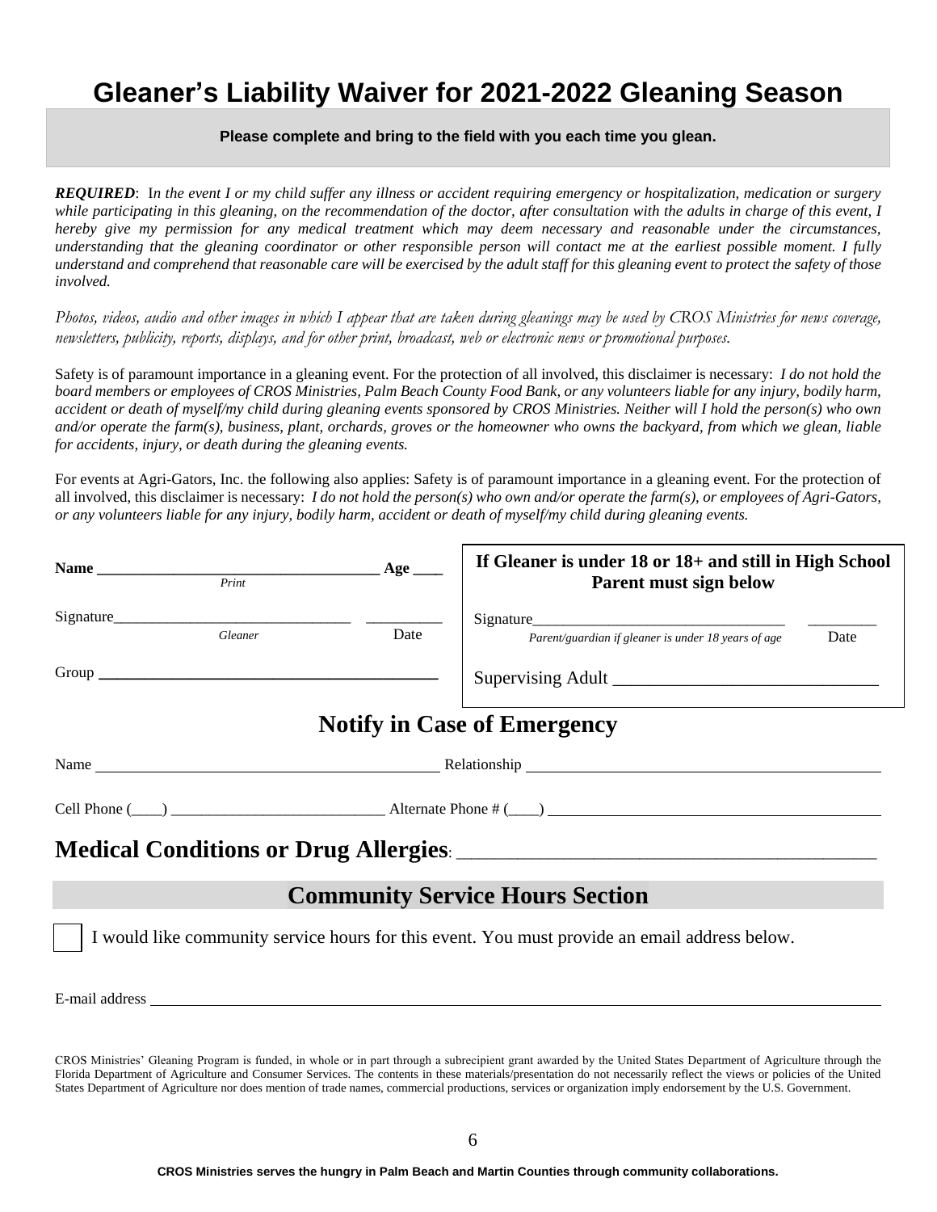# Gleaner's Liability Waiver for 2021-2022 Gleaning Season

**Please complete and bring to the field with you each time you glean.**

***REQUIRED***: *In the event I or my child suffer any illness or accident requiring emergency or hospitalization, medication or surgery while participating in this gleaning, on the recommendation of the doctor, after consultation with the adults in charge of this event, I hereby give my permission for any medical treatment which may deem necessary and reasonable under the circumstances, understanding that the gleaning coordinator or other responsible person will contact me at the earliest possible moment. I fully understand and comprehend that reasonable care will be exercised by the adult staff for this gleaning event to protect the safety of those involved.*

*Photos, videos, audio and other images in which I appear that are taken during gleanings may be used by CROS Ministries for news coverage, newsletters, publicity, reports, displays, and for other print, broadcast, web or electronic news or promotional purposes.*

Safety is of paramount importance in a gleaning event. For the protection of all involved, this disclaimer is necessary: *I do not hold the board members or employees of CROS Ministries, Palm Beach County Food Bank, or any volunteers liable for any injury, bodily harm, accident or death of myself/my child during gleaning events sponsored by CROS Ministries. Neither will I hold the person(s) who own and/or operate the farm(s), business, plant, orchards, groves or the homeowner who owns the backyard, from which we glean, liable for accidents, injury, or death during the gleaning events.*

For events at Agri-Gators, Inc. the following also applies: Safety is of paramount importance in a gleaning event. For the protection of all involved, this disclaimer is necessary: *I do not hold the person(s) who own and/or operate the farm(s), or employees of Agri-Gators, or any volunteers liable for any injury, bodily harm, accident or death of myself/my child during gleaning events.*

**Name** ____________________________________ **Age** ____
*Print*

Signature______________________________ __________
*Gleaner* Date

Group ________________________________________

**If Gleaner is under 18 or 18+ and still in High School Parent must sign below**

Signature________________________________ ________
*Parent/guardian if gleaner is under 18 years of age* Date

Supervising Adult _____________________________

## Notify in Case of Emergency

Name ____________________________________________ Relationship ____________________________________________

Cell Phone (____) ___________________________ Alternate Phone # (____) ___________________________________________

## Medical Conditions or Drug Allergies: _____________________________________________

## Community Service Hours Section

☐ I would like community service hours for this event. You must provide an email address below.

E-mail address ___________________________________________________________________________________

CROS Ministries' Gleaning Program is funded, in whole or in part through a subrecipient grant awarded by the United States Department of Agriculture through the Florida Department of Agriculture and Consumer Services. The contents in these materials/presentation do not necessarily reflect the views or policies of the United States Department of Agriculture nor does mention of trade names, commercial productions, services or organization imply endorsement by the U.S. Government.

**CROS Ministries serves the hungry in Palm Beach and Martin Counties through community collaborations.**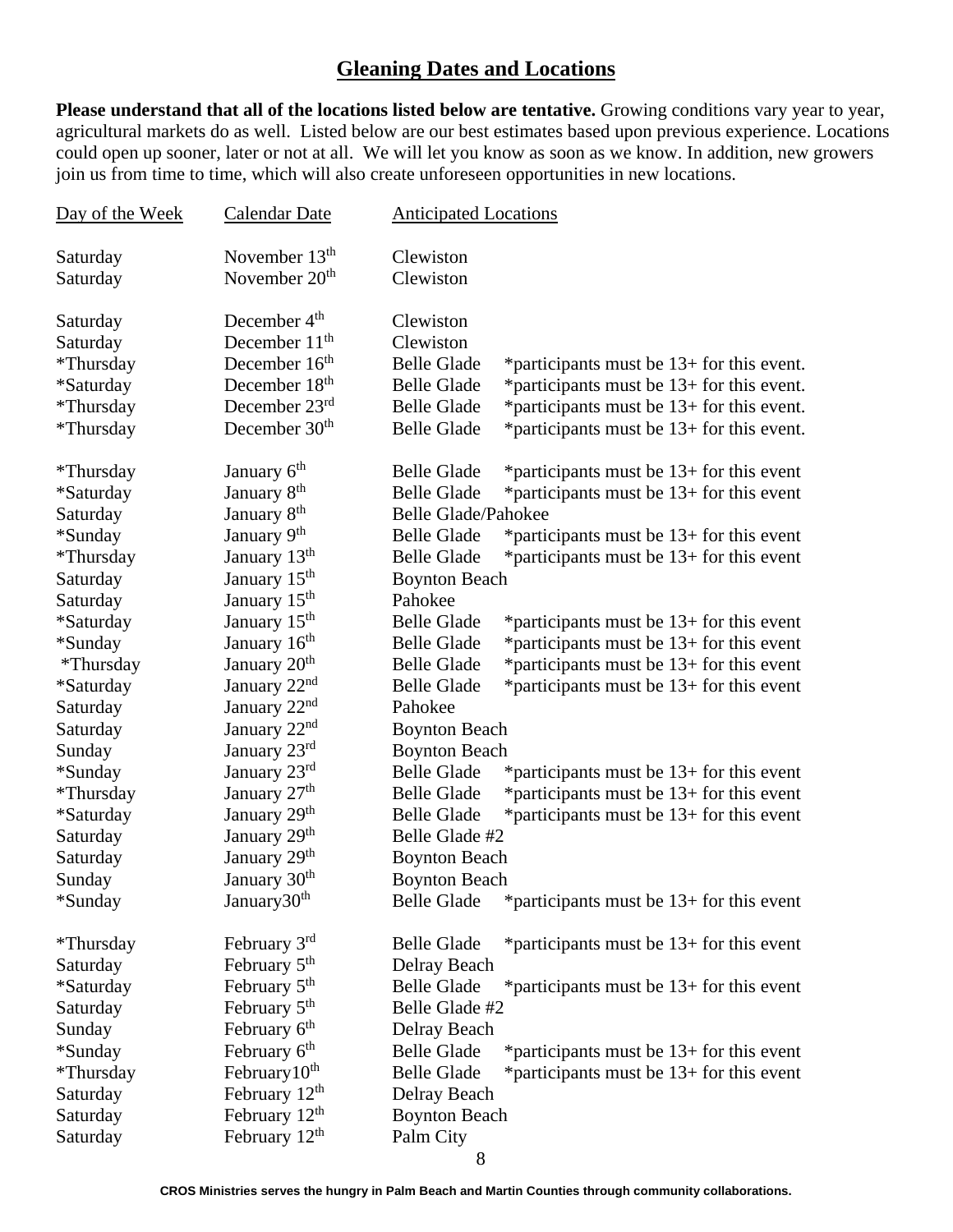## Gleaning Dates and Locations

**Please understand that all of the locations listed below are tentative.** Growing conditions vary year to year, agricultural markets do as well. Listed below are our best estimates based upon previous experience. Locations could open up sooner, later or not at all. We will let you know as soon as we know. In addition, new growers join us from time to time, which will also create unforeseen opportunities in new locations.

| Day of the Week | Calendar Date | Anticipated Locations | |
|---|---|---|---|
| Saturday | November 13th | Clewiston | |
| Saturday | November 20th | Clewiston | |
| Saturday | December 4th | Clewiston | |
| Saturday | December 11th | Clewiston | |
| *Thursday | December 16th | Belle Glade | *participants must be 13+ for this event. |
| *Saturday | December 18th | Belle Glade | *participants must be 13+ for this event. |
| *Thursday | December 23rd | Belle Glade | *participants must be 13+ for this event. |
| *Thursday | December 30th | Belle Glade | *participants must be 13+ for this event. |
| *Thursday | January 6th | Belle Glade | *participants must be 13+ for this event |
| *Saturday | January 8th | Belle Glade | *participants must be 13+ for this event |
| Saturday | January 8th | Belle Glade/Pahokee | |
| *Sunday | January 9th | Belle Glade | *participants must be 13+ for this event |
| *Thursday | January 13th | Belle Glade | *participants must be 13+ for this event |
| Saturday | January 15th | Boynton Beach | |
| Saturday | January 15th | Pahokee | |
| *Saturday | January 15th | Belle Glade | *participants must be 13+ for this event |
| *Sunday | January 16th | Belle Glade | *participants must be 13+ for this event |
| *Thursday | January 20th | Belle Glade | *participants must be 13+ for this event |
| *Saturday | January 22nd | Belle Glade | *participants must be 13+ for this event |
| Saturday | January 22nd | Pahokee | |
| Saturday | January 22nd | Boynton Beach | |
| Sunday | January 23rd | Boynton Beach | |
| *Sunday | January 23rd | Belle Glade | *participants must be 13+ for this event |
| *Thursday | January 27th | Belle Glade | *participants must be 13+ for this event |
| *Saturday | January 29th | Belle Glade | *participants must be 13+ for this event |
| Saturday | January 29th | Belle Glade #2 | |
| Saturday | January 29th | Boynton Beach | |
| Sunday | January 30th | Boynton Beach | |
| *Sunday | January30th | Belle Glade | *participants must be 13+ for this event |
| *Thursday | February 3rd | Belle Glade | *participants must be 13+ for this event |
| Saturday | February 5th | Delray Beach | |
| *Saturday | February 5th | Belle Glade | *participants must be 13+ for this event |
| Saturday | February 5th | Belle Glade #2 | |
| Sunday | February 6th | Delray Beach | |
| *Sunday | February 6th | Belle Glade | *participants must be 13+ for this event |
| *Thursday | February10th | Belle Glade | *participants must be 13+ for this event |
| Saturday | February 12th | Delray Beach | |
| Saturday | February 12th | Boynton Beach | |
| Saturday | February 12th | Palm City | |

**CROS Ministries serves the hungry in Palm Beach and Martin Counties through community collaborations.**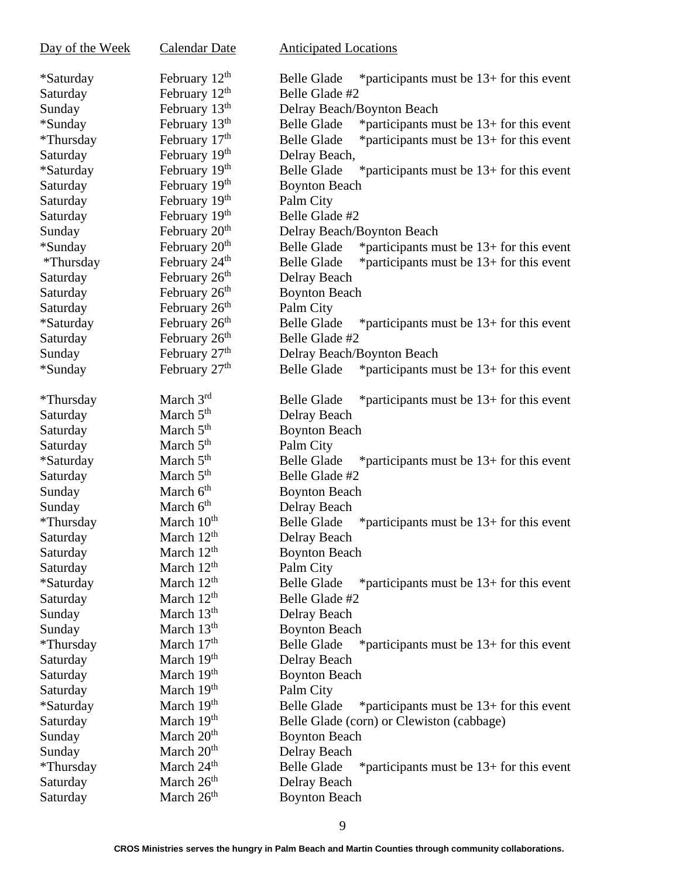| Day of the Week | Calendar Date | Anticipated Locations |
|---|---|---|
| *Saturday | February 12th | Belle Glade *participants must be 13+ for this event |
| Saturday | February 12th | Belle Glade #2 |
| Sunday | February 13th | Delray Beach/Boynton Beach |
| *Sunday | February 13th | Belle Glade *participants must be 13+ for this event |
| *Thursday | February 17th | Belle Glade *participants must be 13+ for this event |
| Saturday | February 19th | Delray Beach, |
| *Saturday | February 19th | Belle Glade *participants must be 13+ for this event |
| Saturday | February 19th | Boynton Beach |
| Saturday | February 19th | Palm City |
| Saturday | February 19th | Belle Glade #2 |
| Sunday | February 20th | Delray Beach/Boynton Beach |
| *Sunday | February 20th | Belle Glade *participants must be 13+ for this event |
| *Thursday | February 24th | Belle Glade *participants must be 13+ for this event |
| Saturday | February 26th | Delray Beach |
| Saturday | February 26th | Boynton Beach |
| Saturday | February 26th | Palm City |
| *Saturday | February 26th | Belle Glade *participants must be 13+ for this event |
| Saturday | February 26th | Belle Glade #2 |
| Sunday | February 27th | Delray Beach/Boynton Beach |
| *Sunday | February 27th | Belle Glade *participants must be 13+ for this event |
| *Thursday | March 3rd | Belle Glade *participants must be 13+ for this event |
| Saturday | March 5th | Delray Beach |
| Saturday | March 5th | Boynton Beach |
| Saturday | March 5th | Palm City |
| *Saturday | March 5th | Belle Glade *participants must be 13+ for this event |
| Saturday | March 5th | Belle Glade #2 |
| Sunday | March 6th | Boynton Beach |
| Sunday | March 6th | Delray Beach |
| *Thursday | March 10th | Belle Glade *participants must be 13+ for this event |
| Saturday | March 12th | Delray Beach |
| Saturday | March 12th | Boynton Beach |
| Saturday | March 12th | Palm City |
| *Saturday | March 12th | Belle Glade *participants must be 13+ for this event |
| Saturday | March 12th | Belle Glade #2 |
| Sunday | March 13th | Delray Beach |
| Sunday | March 13th | Boynton Beach |
| *Thursday | March 17th | Belle Glade *participants must be 13+ for this event |
| Saturday | March 19th | Delray Beach |
| Saturday | March 19th | Boynton Beach |
| Saturday | March 19th | Palm City |
| *Saturday | March 19th | Belle Glade *participants must be 13+ for this event |
| Saturday | March 19th | Belle Glade (corn) or Clewiston (cabbage) |
| Sunday | March 20th | Boynton Beach |
| Sunday | March 20th | Delray Beach |
| *Thursday | March 24th | Belle Glade *participants must be 13+ for this event |
| Saturday | March 26th | Delray Beach |
| Saturday | March 26th | Boynton Beach |

**CROS Ministries serves the hungry in Palm Beach and Martin Counties through community collaborations.**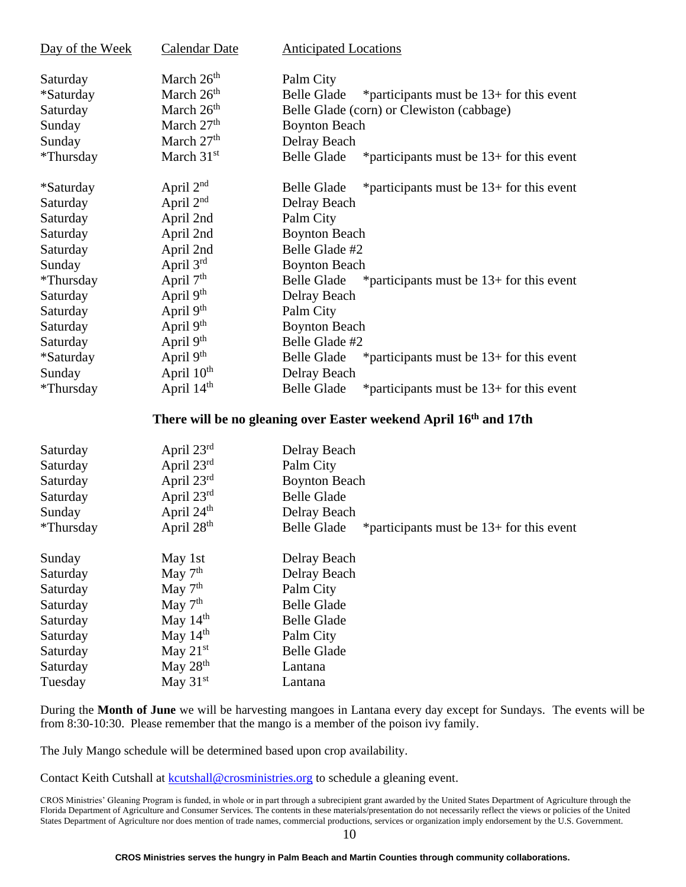| Day of the Week | Calendar Date | Anticipated Locations |
|---|---|---|
| Saturday | March 26th | Palm City |
| *Saturday | March 26th | Belle Glade *participants must be 13+ for this event |
| Saturday | March 26th | Belle Glade (corn) or Clewiston (cabbage) |
| Sunday | March 27th | Boynton Beach |
| Sunday | March 27th | Delray Beach |
| *Thursday | March 31st | Belle Glade *participants must be 13+ for this event |
| *Saturday | April 2nd | Belle Glade *participants must be 13+ for this event |
| Saturday | April 2nd | Delray Beach |
| Saturday | April 2nd | Palm City |
| Saturday | April 2nd | Boynton Beach |
| Saturday | April 2nd | Belle Glade #2 |
| Sunday | April 3rd | Boynton Beach |
| *Thursday | April 7th | Belle Glade *participants must be 13+ for this event |
| Saturday | April 9th | Delray Beach |
| Saturday | April 9th | Palm City |
| Saturday | April 9th | Boynton Beach |
| Saturday | April 9th | Belle Glade #2 |
| *Saturday | April 9th | Belle Glade *participants must be 13+ for this event |
| Sunday | April 10th | Delray Beach |
| *Thursday | April 14th | Belle Glade *participants must be 13+ for this event |

**There will be no gleaning over Easter weekend April 16th and 17th**

| | | |
|---|---|---|
| Saturday | April 23rd | Delray Beach |
| Saturday | April 23rd | Palm City |
| Saturday | April 23rd | Boynton Beach |
| Saturday | April 23rd | Belle Glade |
| Sunday | April 24th | Delray Beach |
| *Thursday | April 28th | Belle Glade *participants must be 13+ for this event |
| Sunday | May 1st | Delray Beach |
| Saturday | May 7th | Delray Beach |
| Saturday | May 7th | Palm City |
| Saturday | May 7th | Belle Glade |
| Saturday | May 14th | Belle Glade |
| Saturday | May 14th | Palm City |
| Saturday | May 21st | Belle Glade |
| Saturday | May 28th | Lantana |
| Tuesday | May 31st | Lantana |

During the **Month of June** we will be harvesting mangoes in Lantana every day except for Sundays. The events will be from 8:30-10:30. Please remember that the mango is a member of the poison ivy family.

The July Mango schedule will be determined based upon crop availability.

Contact Keith Cutshall at kcutshall@crosministries.org to schedule a gleaning event.

CROS Ministries' Gleaning Program is funded, in whole or in part through a subrecipient grant awarded by the United States Department of Agriculture through the Florida Department of Agriculture and Consumer Services. The contents in these materials/presentation do not necessarily reflect the views or policies of the United States Department of Agriculture nor does mention of trade names, commercial productions, services or organization imply endorsement by the U.S. Government.

**CROS Ministries serves the hungry in Palm Beach and Martin Counties through community collaborations.**